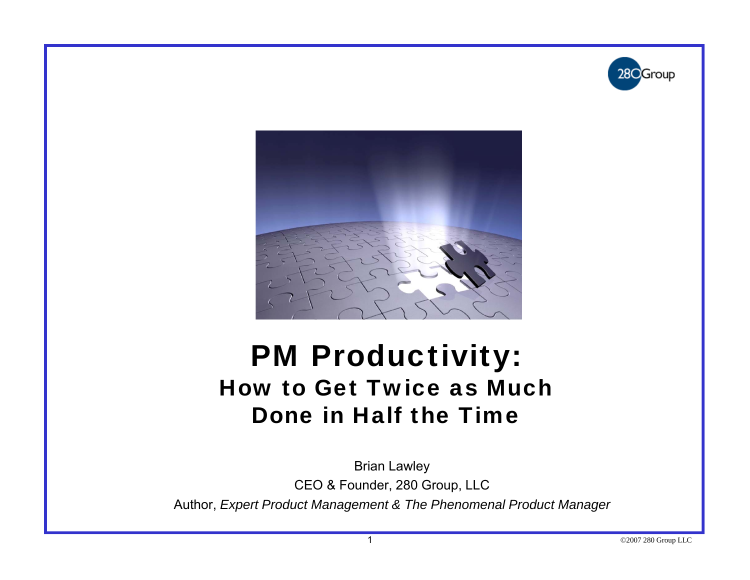# PM Productivity:

## How to Get Twice as Much Done in Half the Time

Brian Lawley

CEO & Founder, 280 Group, LLC

Author, *Expert Product Management & The Phenomenal Product Manager*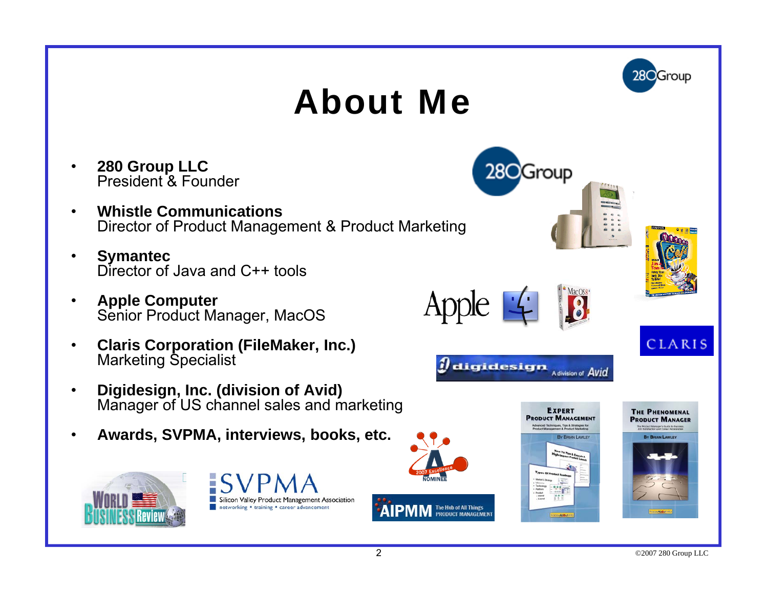# About Me

- **280 Group LLC**
  President & Founder
- **Whistle Communications**
  Director of Product Management & Product Marketing
- **Symantec**
  Director of Java and C++ tools
- **Apple Computer**
  Senior Product Manager, MacOS
- **Claris Corporation (FileMaker, Inc.)**
  Marketing Specialist
- **Digidesign, Inc. (division of Avid)**
  Manager of US channel sales and marketing
- **Awards, SVPMA, interviews, books, etc.**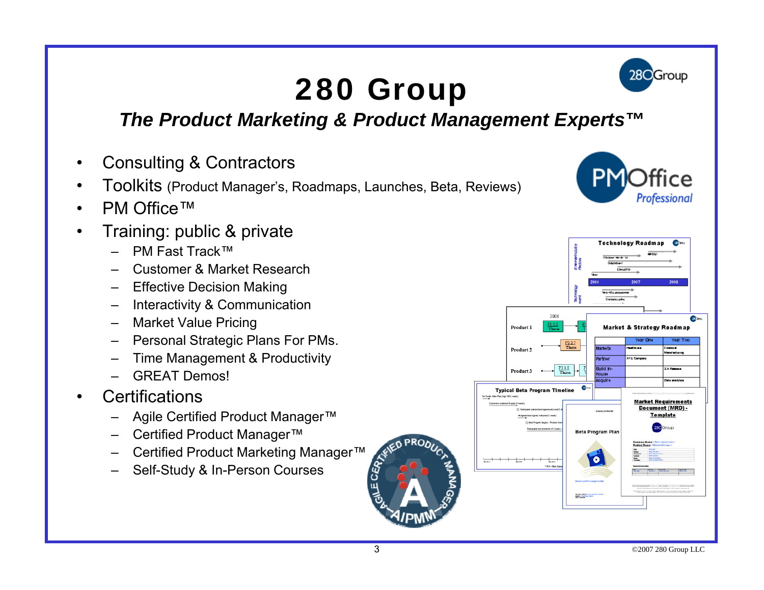# 280 Group

***The Product Marketing & Product Management Experts™***

- Consulting & Contractors
- Toolkits (Product Manager's, Roadmaps, Launches, Beta, Reviews)
- PM Office™
- Training: public & private
  - PM Fast Track™
  - Customer & Market Research
  - Effective Decision Making
  - Interactivity & Communication
  - Market Value Pricing
  - Personal Strategic Plans For PMs.
  - Time Management & Productivity
  - GREAT Demos!
- Certifications
  - Agile Certified Product Manager™
  - Certified Product Manager™
  - Certified Product Marketing Manager™
  - Self-Study & In-Person Courses

©2007 280 Group LLC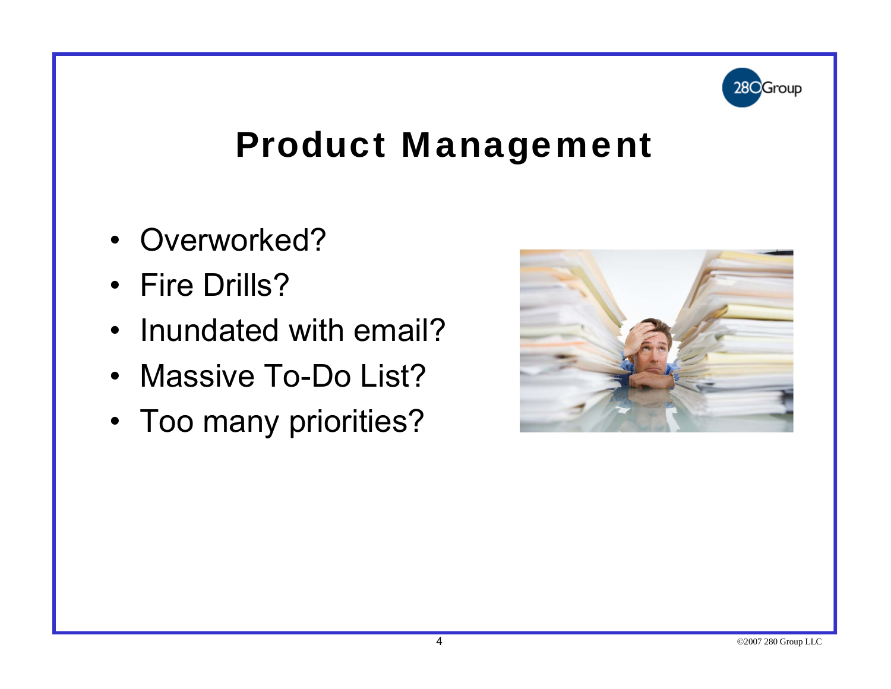# Product Management

- Overworked?
- Fire Drills?
- Inundated with email?
- Massive To-Do List?
- Too many priorities?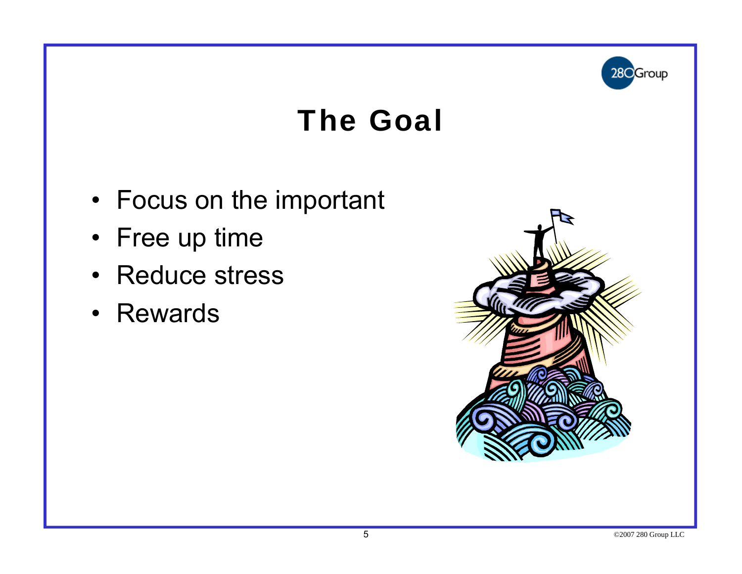# The Goal

- Focus on the important
- Free up time
- Reduce stress
- Rewards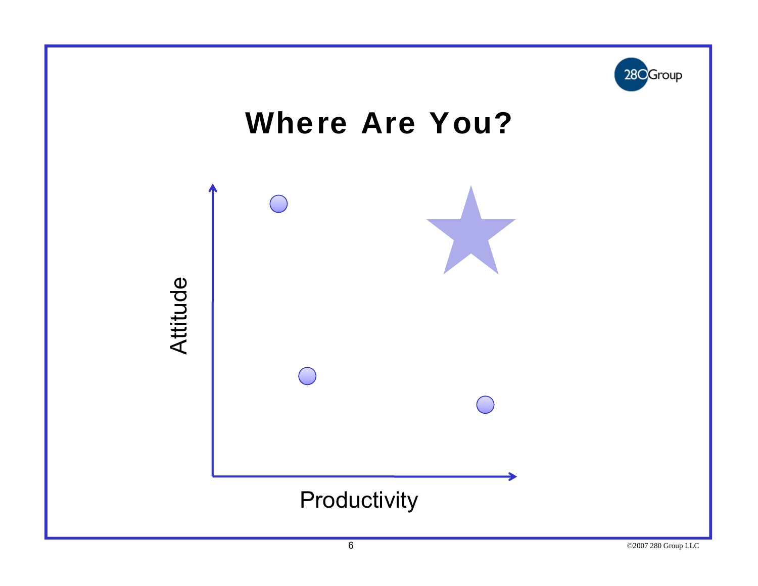# Where Are You?

Attitude

Productivity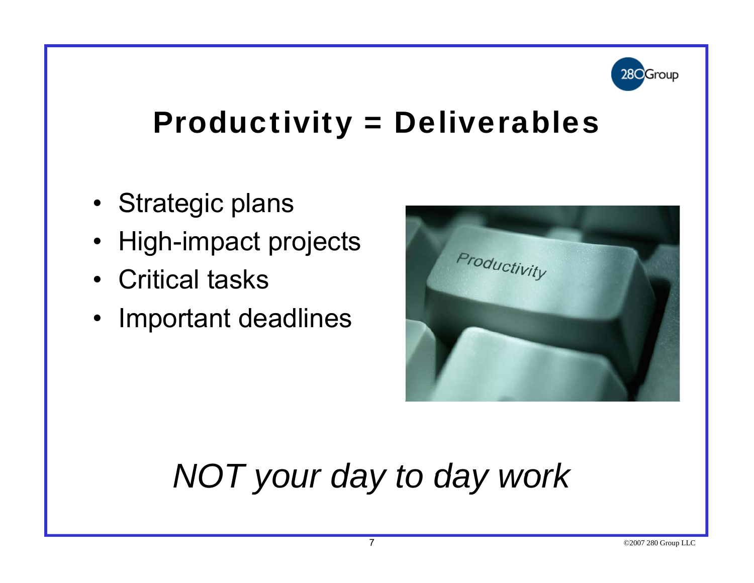# Productivity = Deliverables

- Strategic plans
- High-impact projects
- Critical tasks
- Important deadlines

*NOT your day to day work*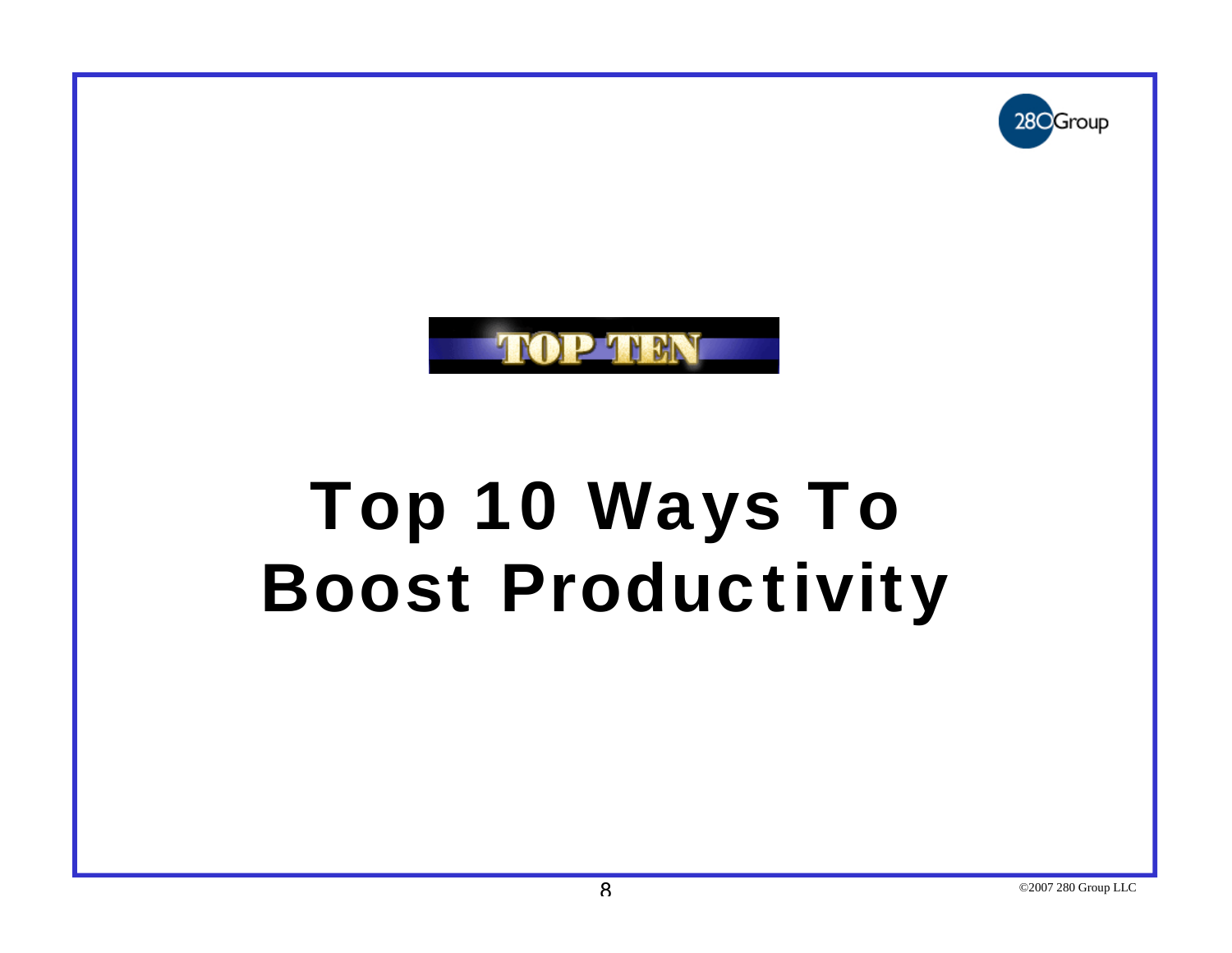TOP TEN

# Top 10 Ways To Boost Productivity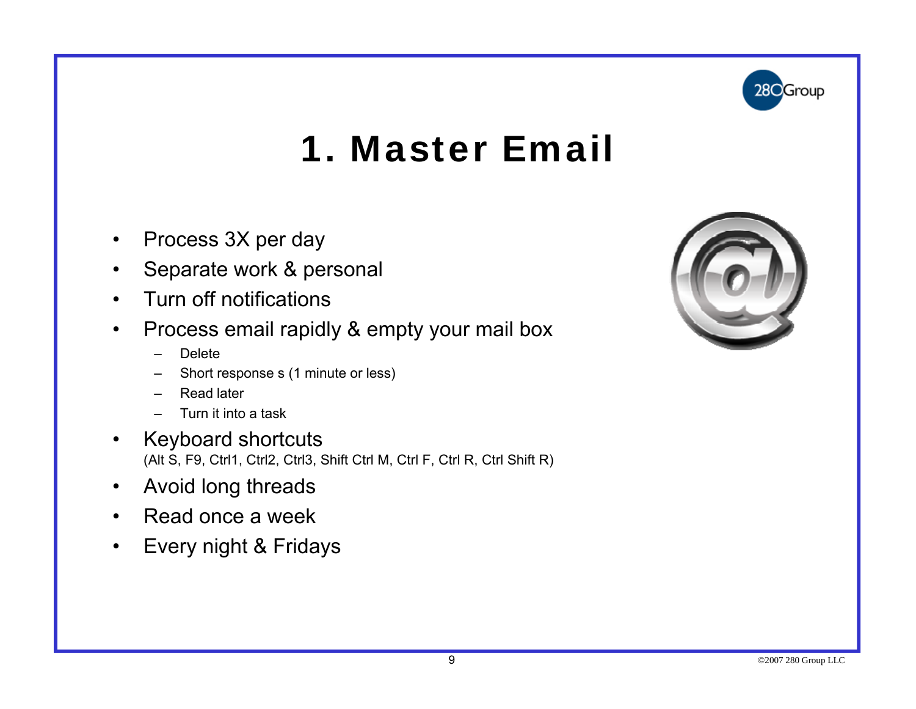# 1. Master Email

- Process 3X per day
- Separate work & personal
- Turn off notifications
- Process email rapidly & empty your mail box
  - Delete
  - Short response s (1 minute or less)
  - Read later
  - Turn it into a task
- Keyboard shortcuts
  (Alt S, F9, Ctrl1, Ctrl2, Ctrl3, Shift Ctrl M, Ctrl F, Ctrl R, Ctrl Shift R)
- Avoid long threads
- Read once a week
- Every night & Fridays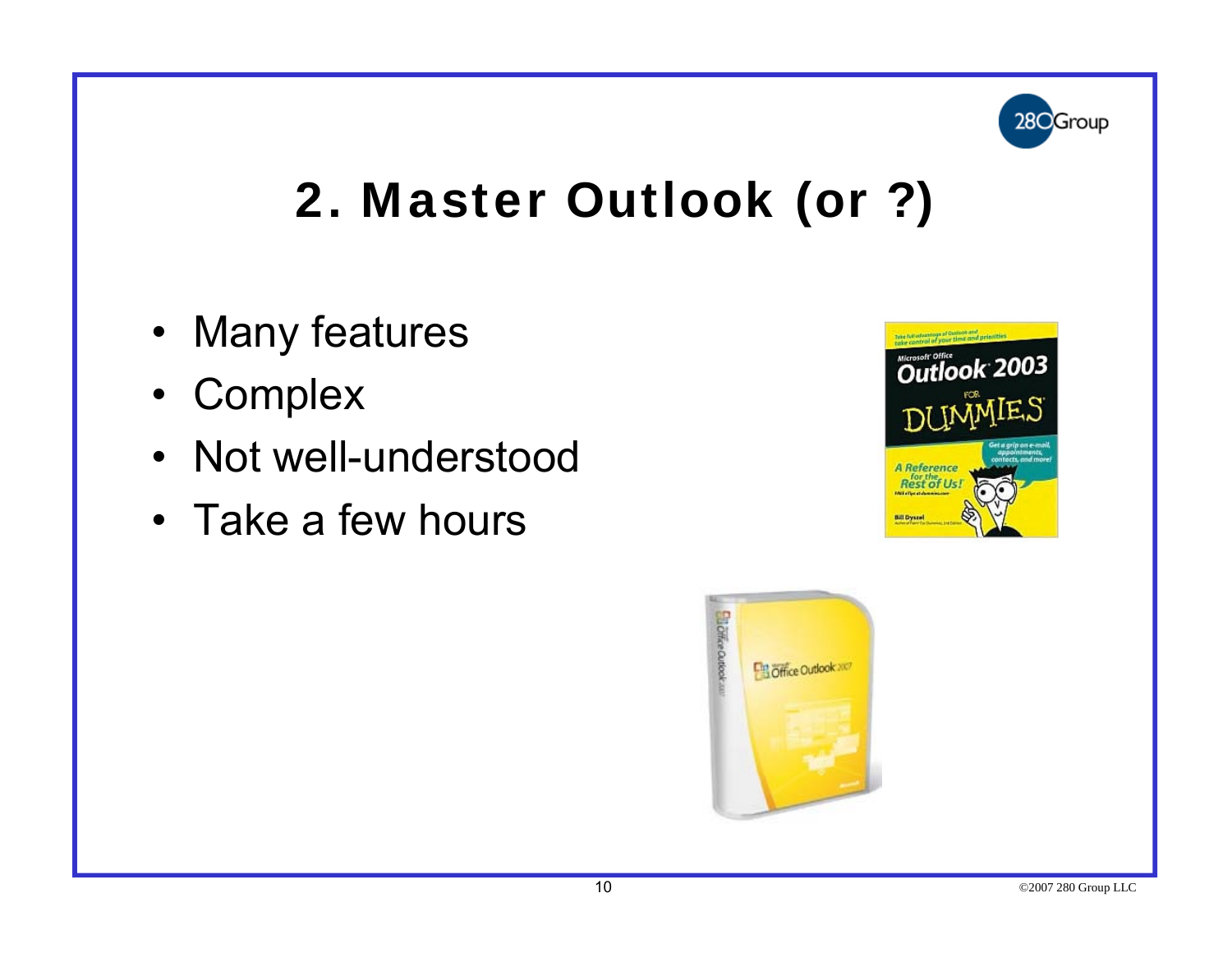# 2. Master Outlook (or ?)

- Many features
- Complex
- Not well-understood
- Take a few hours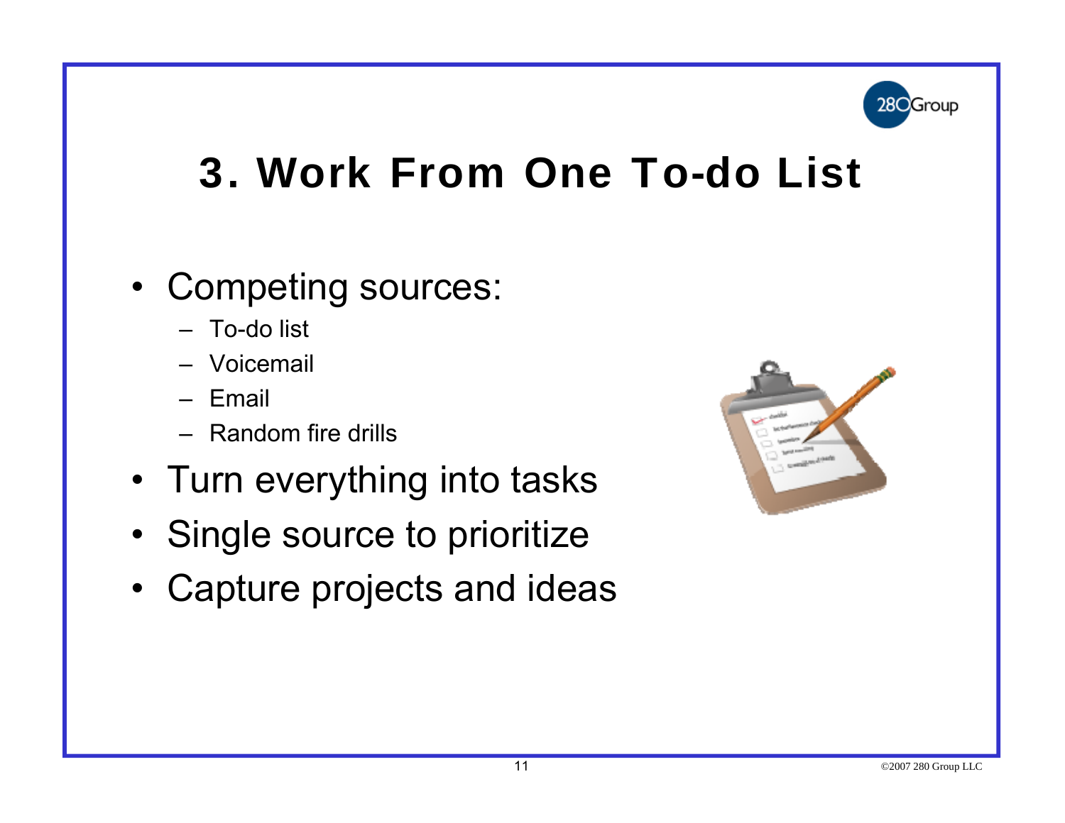# 3. Work From One To-do List

- Competing sources:
  - To-do list
  - Voicemail
  - Email
  - Random fire drills
- Turn everything into tasks
- Single source to prioritize
- Capture projects and ideas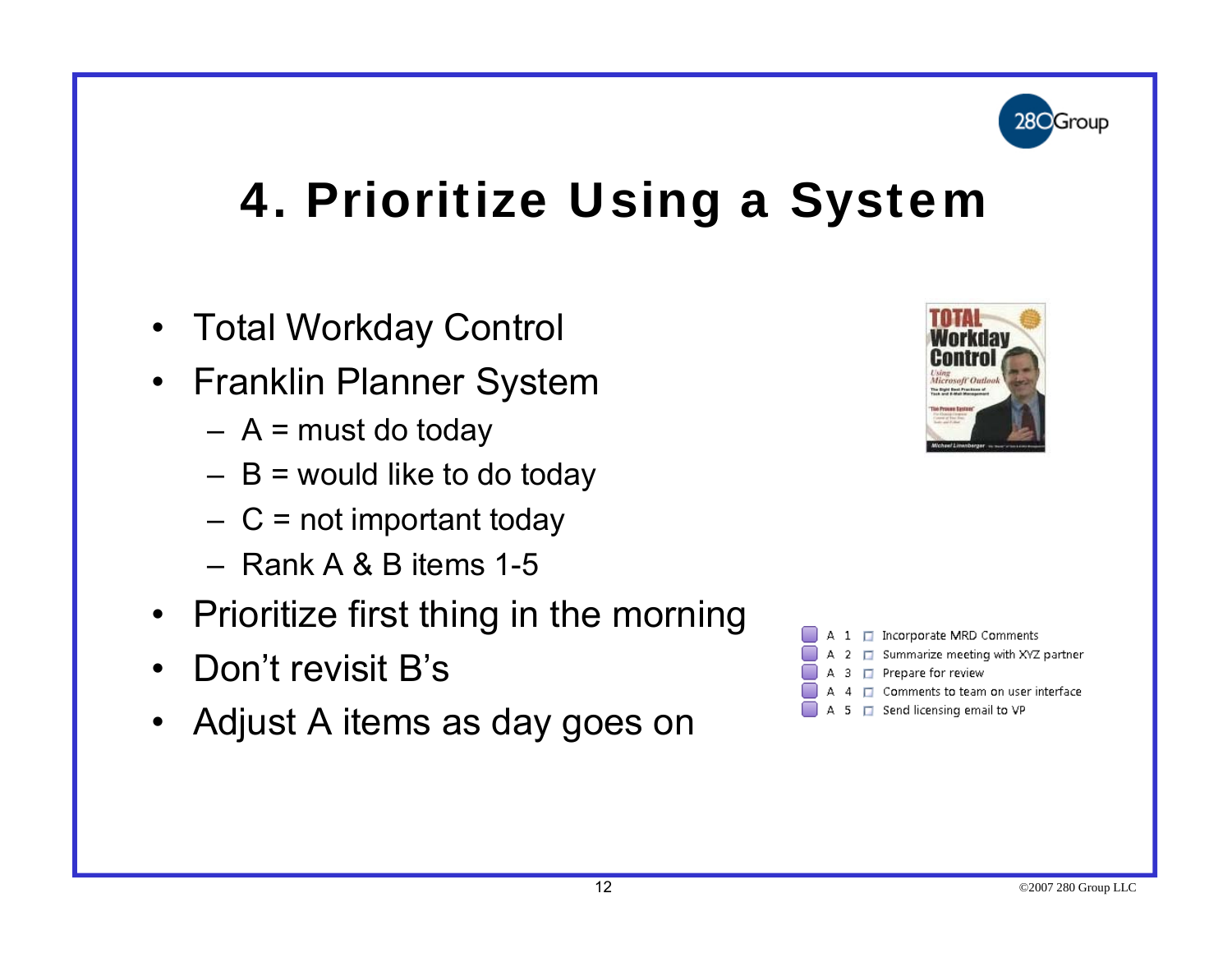# 4. Prioritize Using a System

- Total Workday Control
- Franklin Planner System
  - A = must do today
  - B = would like to do today
  - C = not important today
  - Rank A & B items 1-5
- Prioritize first thing in the morning
- Don't revisit B's
- Adjust A items as day goes on

| | | |
|---|---|---|
| A | 1 | Incorporate MRD Comments |
| A | 2 | Summarize meeting with XYZ partner |
| A | 3 | Prepare for review |
| A | 4 | Comments to team on user interface |
| A | 5 | Send licensing email to VP |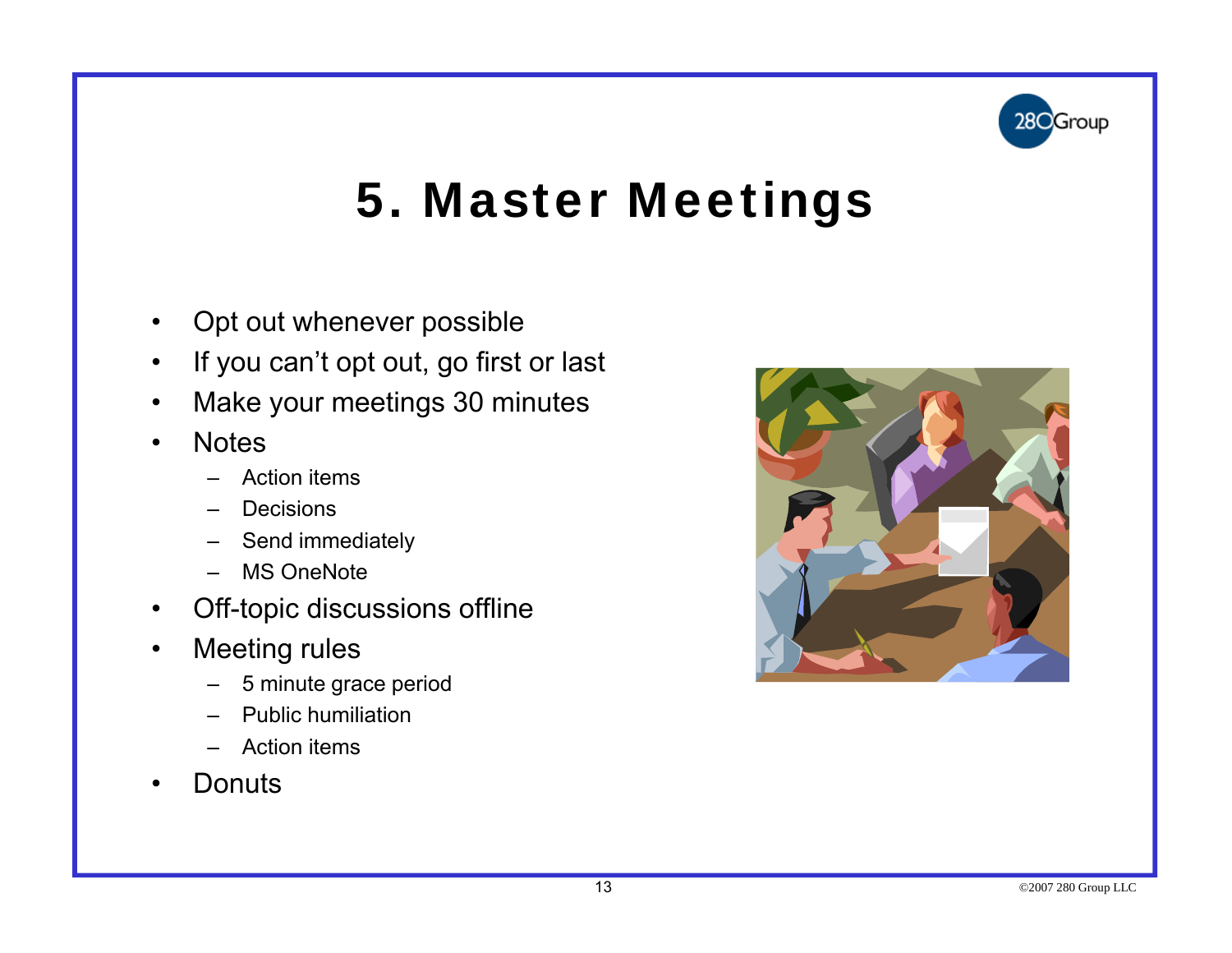# 5. Master Meetings

- Opt out whenever possible
- If you can't opt out, go first or last
- Make your meetings 30 minutes
- Notes
  - Action items
  - Decisions
  - Send immediately
  - MS OneNote
- Off-topic discussions offline
- Meeting rules
  - 5 minute grace period
  - Public humiliation
  - Action items
- Donuts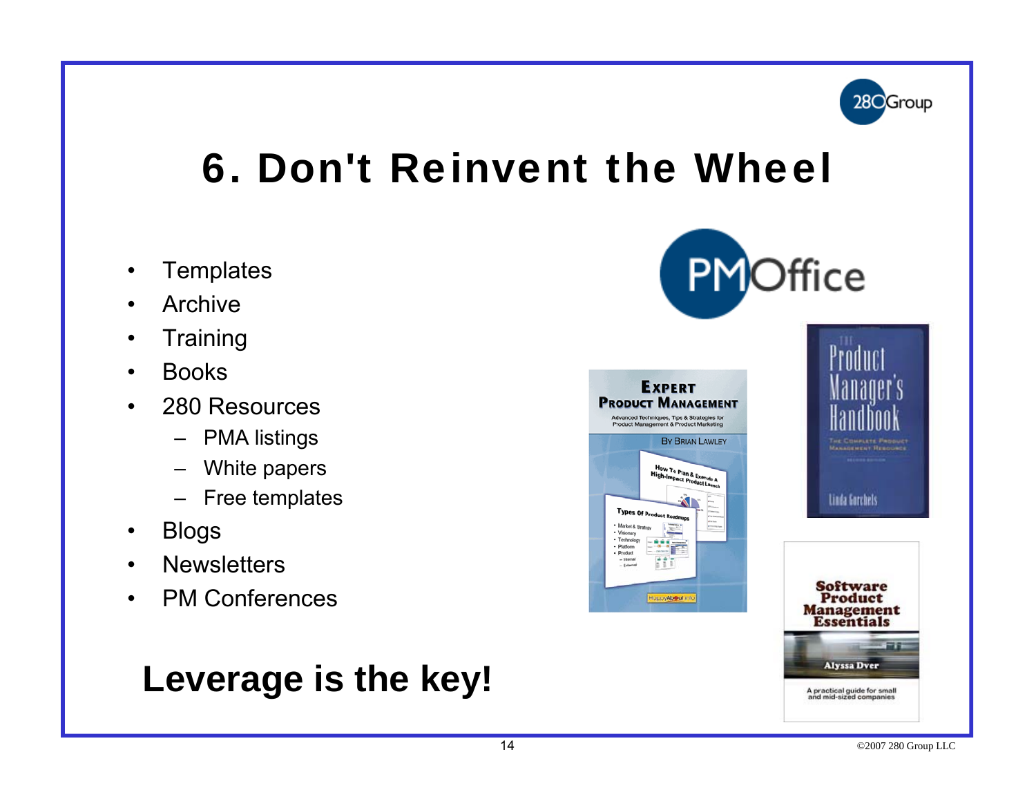# 6. Don't Reinvent the Wheel

- Templates
- Archive
- Training
- Books
- 280 Resources
  - PMA listings
  - White papers
  - Free templates
- Blogs
- Newsletters
- PM Conferences

**Leverage is the key!**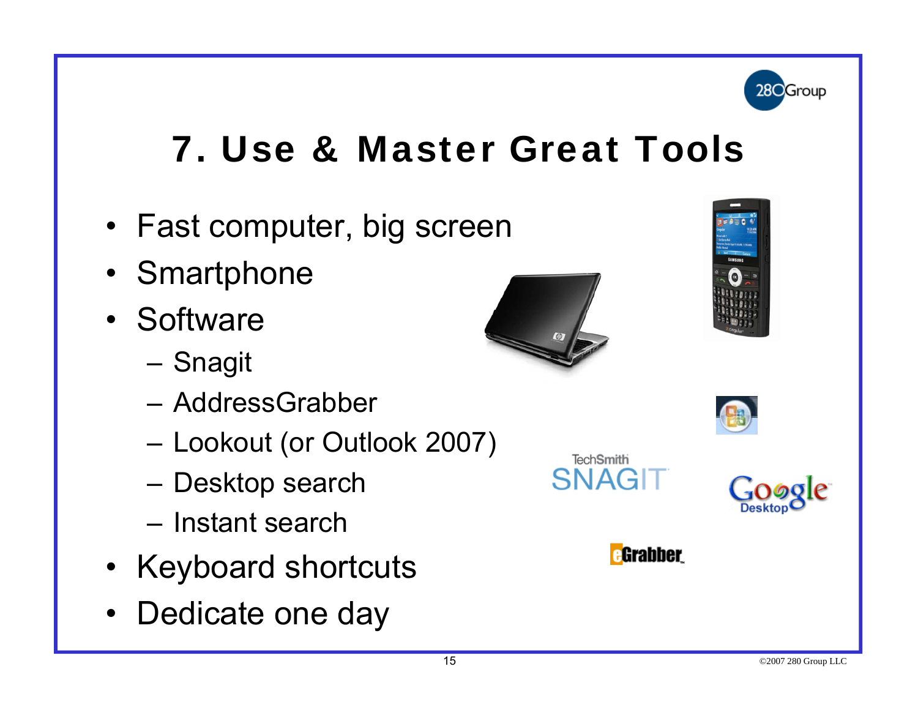# 7. Use & Master Great Tools

- Fast computer, big screen
- Smartphone
- Software
  - Snagit
  - AddressGrabber
  - Lookout (or Outlook 2007)
  - Desktop search
  - Instant search
- Keyboard shortcuts
- Dedicate one day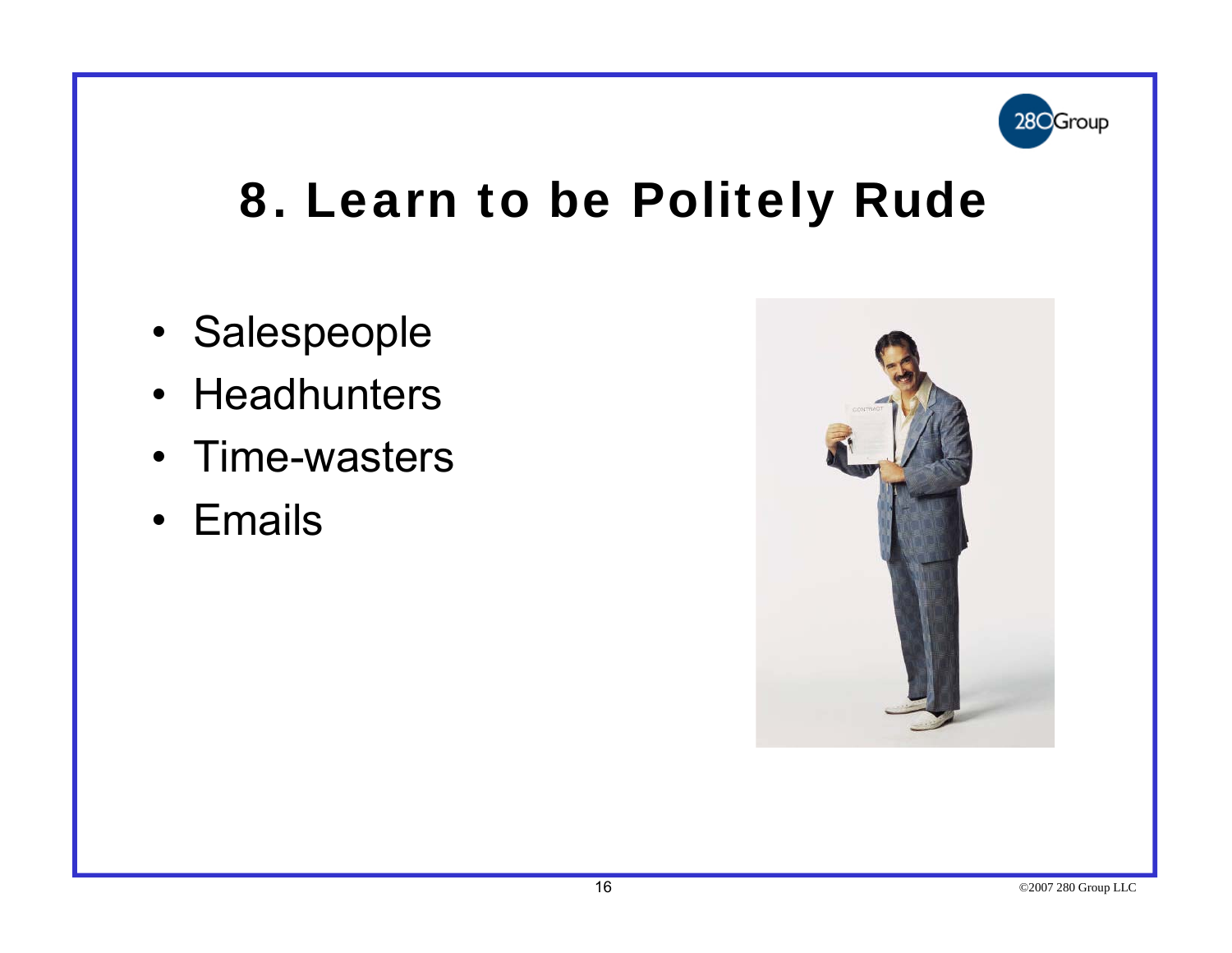# 8. Learn to be Politely Rude

- Salespeople
- Headhunters
- Time-wasters
- Emails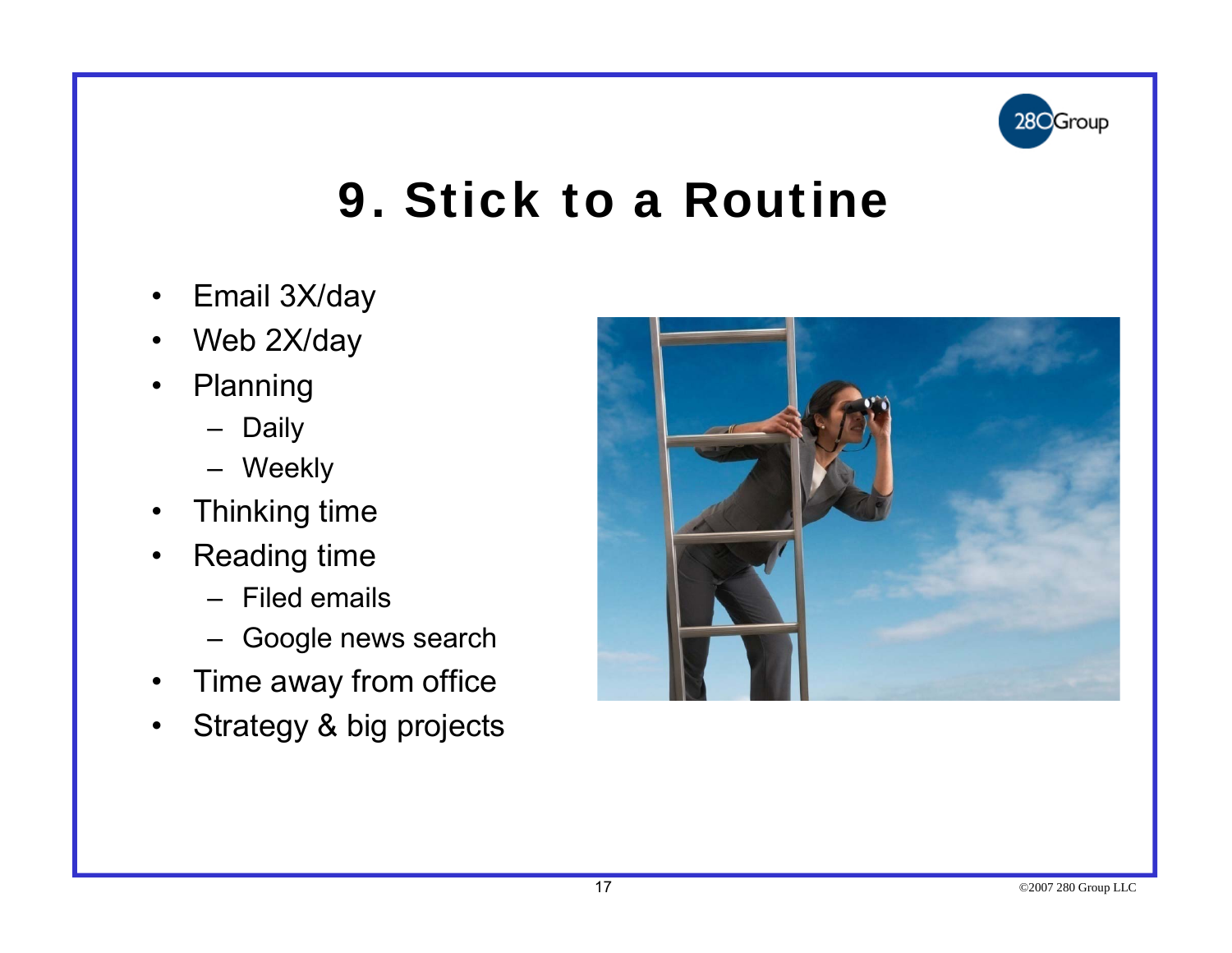# 9. Stick to a Routine

- Email 3X/day
- Web 2X/day
- Planning
  - Daily
  - Weekly
- Thinking time
- Reading time
  - Filed emails
  - Google news search
- Time away from office
- Strategy & big projects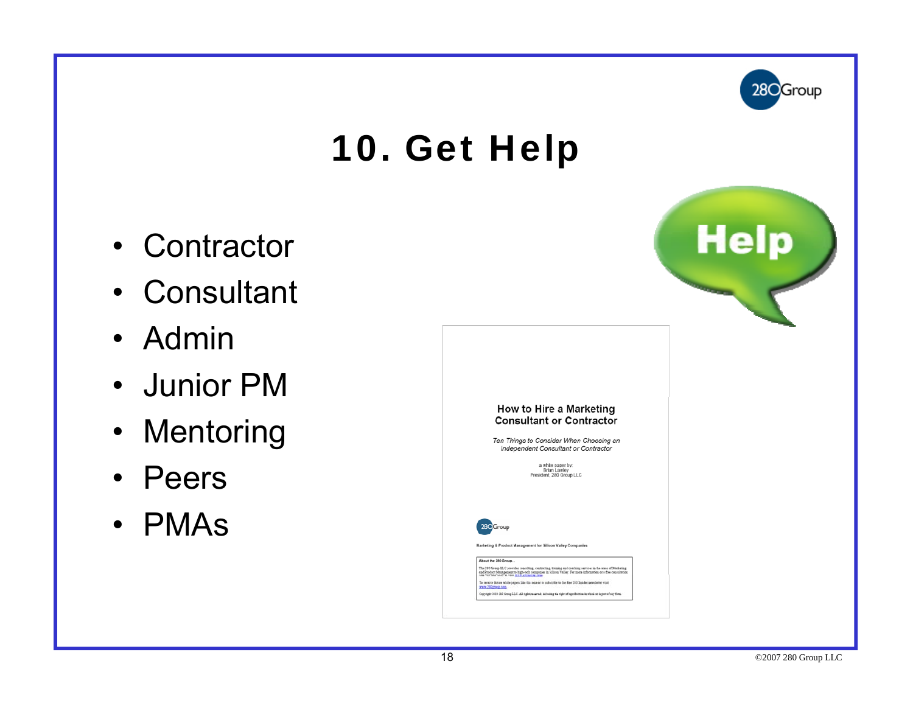# 10. Get Help

- Contractor
- Consultant
- Admin
- Junior PM
- Mentoring
- Peers
- PMAs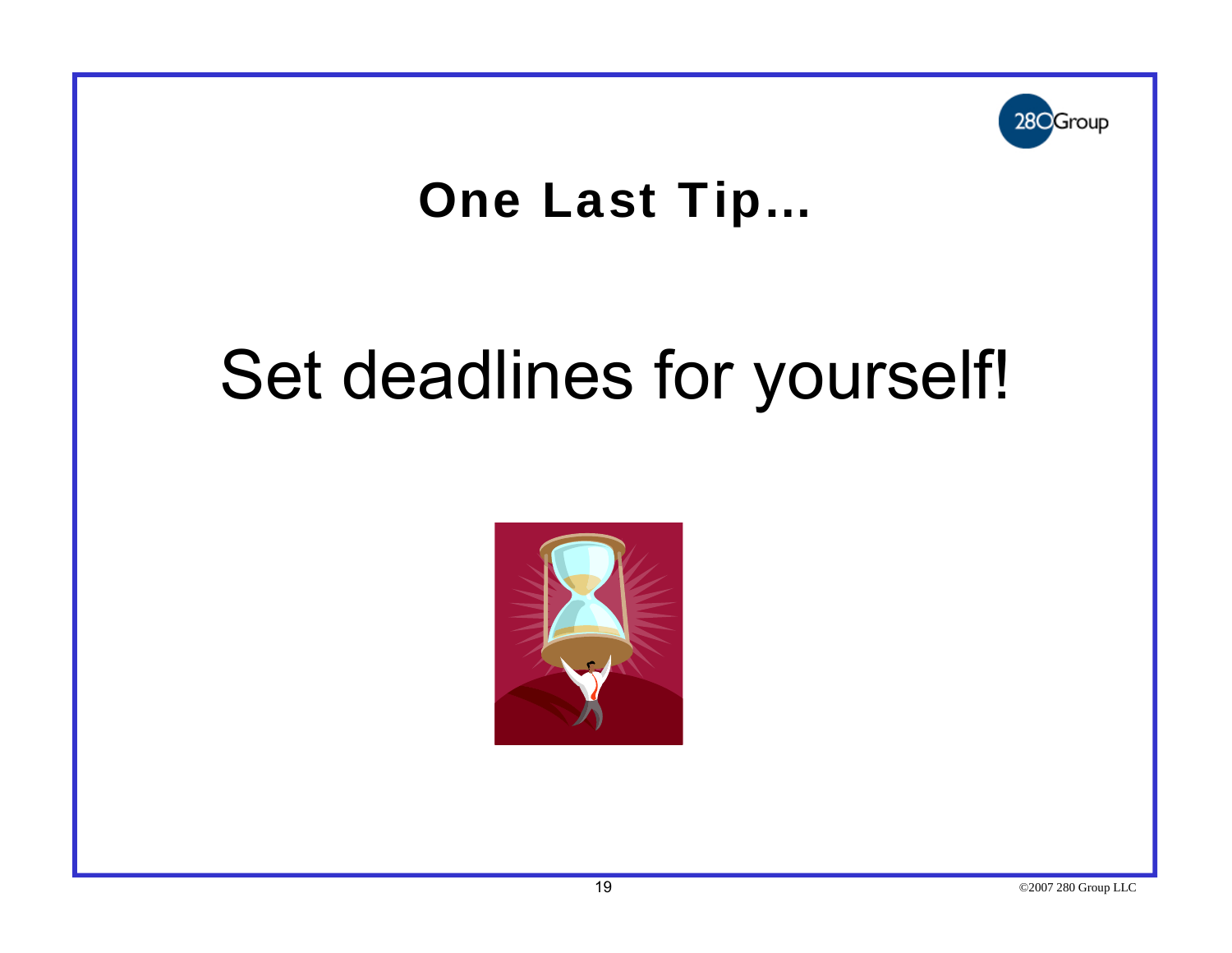# One Last Tip…

Set deadlines for yourself!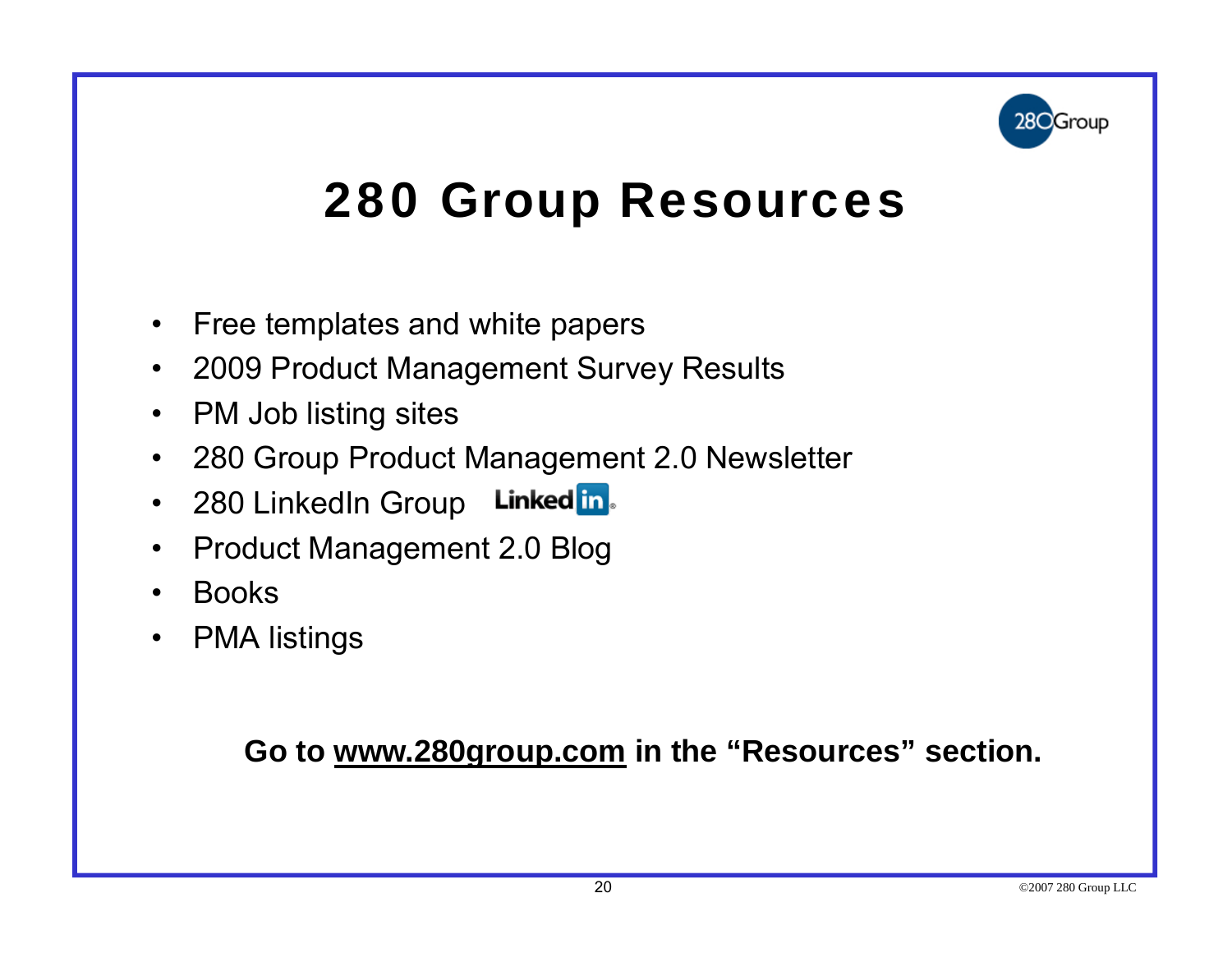# 280 Group Resources

- Free templates and white papers
- 2009 Product Management Survey Results
- PM Job listing sites
- 280 Group Product Management 2.0 Newsletter
- 280 LinkedIn Group
- Product Management 2.0 Blog
- Books
- PMA listings

**Go to [www.280group.com](http://www.280group.com) in the "Resources" section.**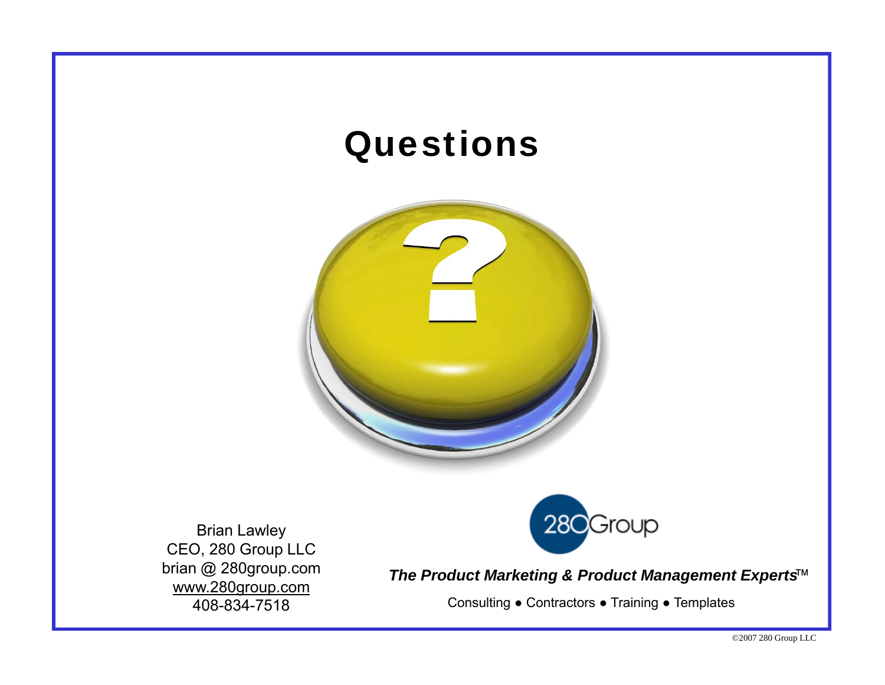# Questions

Brian Lawley
CEO, 280 Group LLC
brian @ 280group.com
www.280group.com
408-834-7518

280Group

***The Product Marketing & Product Management Experts***™

Consulting ● Contractors ● Training ● Templates

©2007 280 Group LLC